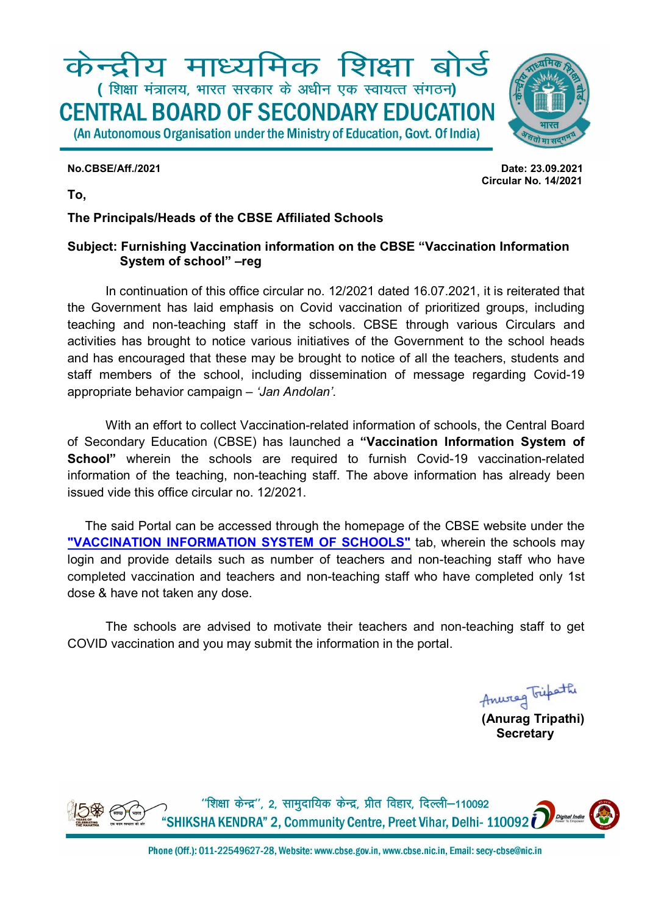# केन्द्रीय माध्यमिक शिक्षा बोर्ड

( शिक्षा मंत्रालय, भारत सरकार के अधीन एक स्वायत्त संगठन)

# CENTRAL BOARD OF SECONDARY EDUCATION

(An Autonomous Organisation under the Ministry of Education, Govt. Of India)

**No.CBSE/Aff./2021**

**Date: 23.09.2021**
**Circular No. 14/2021**

**To,**

**The Principals/Heads of the CBSE Affiliated Schools**

**Subject: Furnishing Vaccination information on the CBSE "Vaccination Information System of school" –reg**

In continuation of this office circular no. 12/2021 dated 16.07.2021, it is reiterated that the Government has laid emphasis on Covid vaccination of prioritized groups, including teaching and non-teaching staff in the schools. CBSE through various Circulars and activities has brought to notice various initiatives of the Government to the school heads and has encouraged that these may be brought to notice of all the teachers, students and staff members of the school, including dissemination of message regarding Covid-19 appropriate behavior campaign – *'Jan Andolan'*.

With an effort to collect Vaccination-related information of schools, the Central Board of Secondary Education (CBSE) has launched a **"Vaccination Information System of School"** wherein the schools are required to furnish Covid-19 vaccination-related information of the teaching, non-teaching staff. The above information has already been issued vide this office circular no. 12/2021.

The said Portal can be accessed through the homepage of the CBSE website under the **"VACCINATION INFORMATION SYSTEM OF SCHOOLS"** tab, wherein the schools may login and provide details such as number of teachers and non-teaching staff who have completed vaccination and teachers and non-teaching staff who have completed only 1st dose & have not taken any dose.

The schools are advised to motivate their teachers and non-teaching staff to get COVID vaccination and you may submit the information in the portal.

**(Anurag Tripathi)**
**Secretary**

"शिक्षा केन्द्र", 2, सामुदायिक केन्द्र, प्रीत विहार, दिल्ली–110092
"SHIKSHA KENDRA" 2, Community Centre, Preet Vihar, Delhi- 110092

Phone (Off.): 011-22549627-28, Website: www.cbse.gov.in, www.cbse.nic.in, Email: secy-cbse@nic.in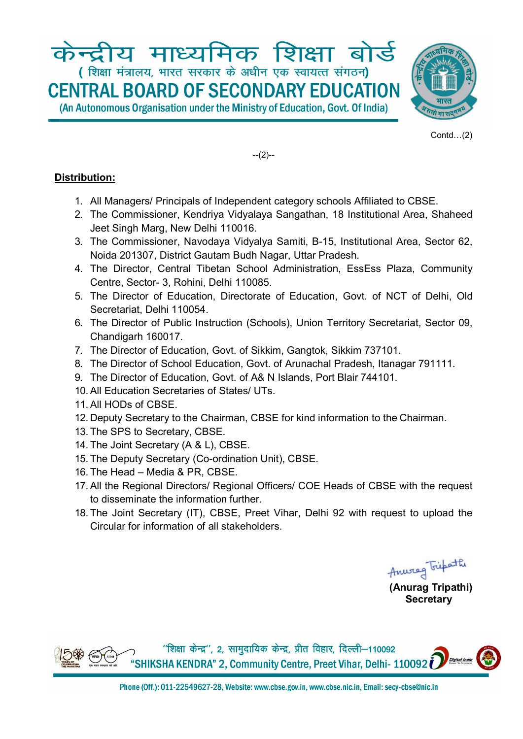## Distribution:

1. All Managers/ Principals of Independent category schools Affiliated to CBSE.
2. The Commissioner, Kendriya Vidyalaya Sangathan, 18 Institutional Area, Shaheed Jeet Singh Marg, New Delhi 110016.
3. The Commissioner, Navodaya Vidyalya Samiti, B-15, Institutional Area, Sector 62, Noida 201307, District Gautam Budh Nagar, Uttar Pradesh.
4. The Director, Central Tibetan School Administration, EssEss Plaza, Community Centre, Sector- 3, Rohini, Delhi 110085.
5. The Director of Education, Directorate of Education, Govt. of NCT of Delhi, Old Secretariat, Delhi 110054.
6. The Director of Public Instruction (Schools), Union Territory Secretariat, Sector 09, Chandigarh 160017.
7. The Director of Education, Govt. of Sikkim, Gangtok, Sikkim 737101.
8. The Director of School Education, Govt. of Arunachal Pradesh, Itanagar 791111.
9. The Director of Education, Govt. of A& N Islands, Port Blair 744101.
10. All Education Secretaries of States/ UTs.
11. All HODs of CBSE.
12. Deputy Secretary to the Chairman, CBSE for kind information to the Chairman.
13. The SPS to Secretary, CBSE.
14. The Joint Secretary (A & L), CBSE.
15. The Deputy Secretary (Co-ordination Unit), CBSE.
16. The Head – Media & PR, CBSE.
17. All the Regional Directors/ Regional Officers/ COE Heads of CBSE with the request to disseminate the information further.
18. The Joint Secretary (IT), CBSE, Preet Vihar, Delhi 92 with request to upload the Circular for information of all stakeholders.

Anurag Tripathi

**(Anurag Tripathi)**
**Secretary**